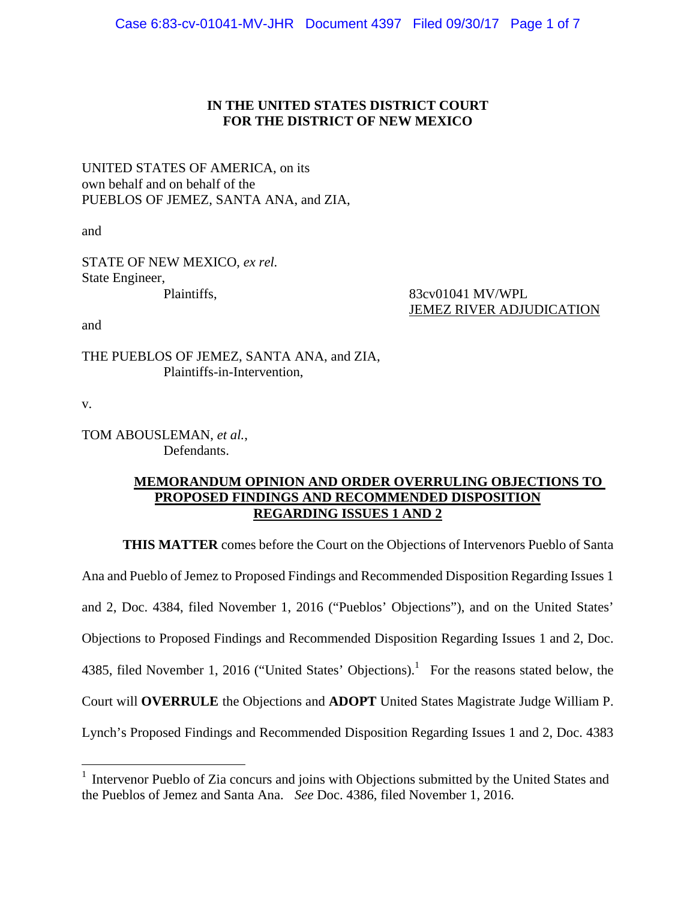**IN THE UNITED STATES DISTRICT COURT**
**FOR THE DISTRICT OF NEW MEXICO**

UNITED STATES OF AMERICA, on its own behalf and on behalf of the PUEBLOS OF JEMEZ, SANTA ANA, and ZIA,

and

STATE OF NEW MEXICO, *ex rel.* State Engineer,
Plaintiffs,

83cv01041 MV/WPL
JEMEZ RIVER ADJUDICATION

and

THE PUEBLOS OF JEMEZ, SANTA ANA, and ZIA,
Plaintiffs-in-Intervention,

v.

TOM ABOUSLEMAN, *et al.*,
Defendants.

**MEMORANDUM OPINION AND ORDER OVERRULING OBJECTIONS TO PROPOSED FINDINGS AND RECOMMENDED DISPOSITION REGARDING ISSUES 1 AND 2**

**THIS MATTER** comes before the Court on the Objections of Intervenors Pueblo of Santa Ana and Pueblo of Jemez to Proposed Findings and Recommended Disposition Regarding Issues 1 and 2, Doc. 4384, filed November 1, 2016 ("Pueblos' Objections"), and on the United States' Objections to Proposed Findings and Recommended Disposition Regarding Issues 1 and 2, Doc. 4385, filed November 1, 2016 ("United States' Objections").[1] For the reasons stated below, the Court will **OVERRULE** the Objections and **ADOPT** United States Magistrate Judge William P. Lynch's Proposed Findings and Recommended Disposition Regarding Issues 1 and 2, Doc. 4383

[1] Intervenor Pueblo of Zia concurs and joins with Objections submitted by the United States and the Pueblos of Jemez and Santa Ana. *See* Doc. 4386, filed November 1, 2016.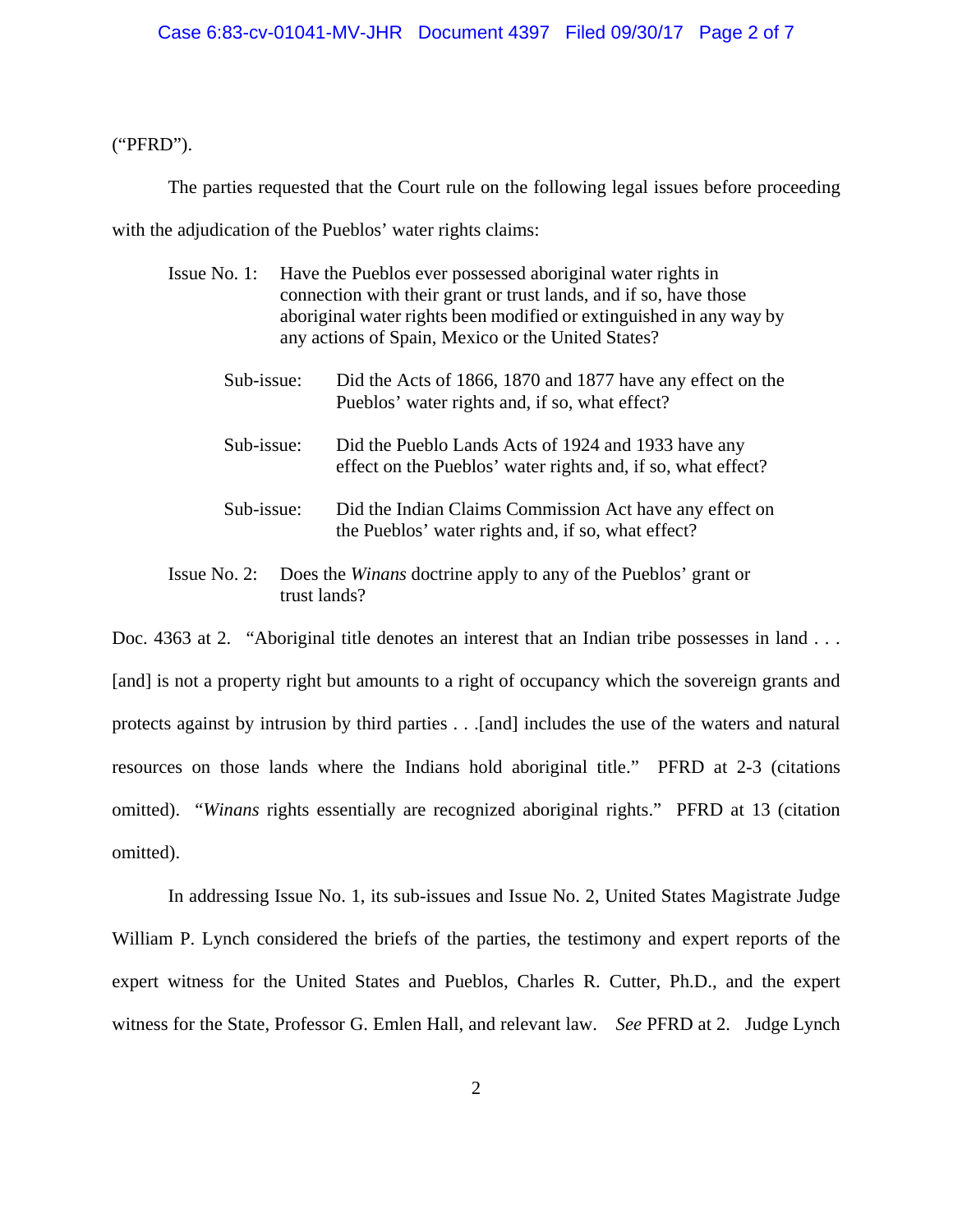("PFRD").

The parties requested that the Court rule on the following legal issues before proceeding with the adjudication of the Pueblos' water rights claims:

> Issue No. 1: Have the Pueblos ever possessed aboriginal water rights in connection with their grant or trust lands, and if so, have those aboriginal water rights been modified or extinguished in any way by any actions of Spain, Mexico or the United States?
>
> > Sub-issue: Did the Acts of 1866, 1870 and 1877 have any effect on the Pueblos' water rights and, if so, what effect?
> >
> > Sub-issue: Did the Pueblo Lands Acts of 1924 and 1933 have any effect on the Pueblos' water rights and, if so, what effect?
> >
> > Sub-issue: Did the Indian Claims Commission Act have any effect on the Pueblos' water rights and, if so, what effect?
>
> Issue No. 2: Does the *Winans* doctrine apply to any of the Pueblos' grant or trust lands?

Doc. 4363 at 2. "Aboriginal title denotes an interest that an Indian tribe possesses in land . . . [and] is not a property right but amounts to a right of occupancy which the sovereign grants and protects against by intrusion by third parties . . .[and] includes the use of the waters and natural resources on those lands where the Indians hold aboriginal title." PFRD at 2-3 (citations omitted). "*Winans* rights essentially are recognized aboriginal rights." PFRD at 13 (citation omitted).

In addressing Issue No. 1, its sub-issues and Issue No. 2, United States Magistrate Judge William P. Lynch considered the briefs of the parties, the testimony and expert reports of the expert witness for the United States and Pueblos, Charles R. Cutter, Ph.D., and the expert witness for the State, Professor G. Emlen Hall, and relevant law. *See* PFRD at 2. Judge Lynch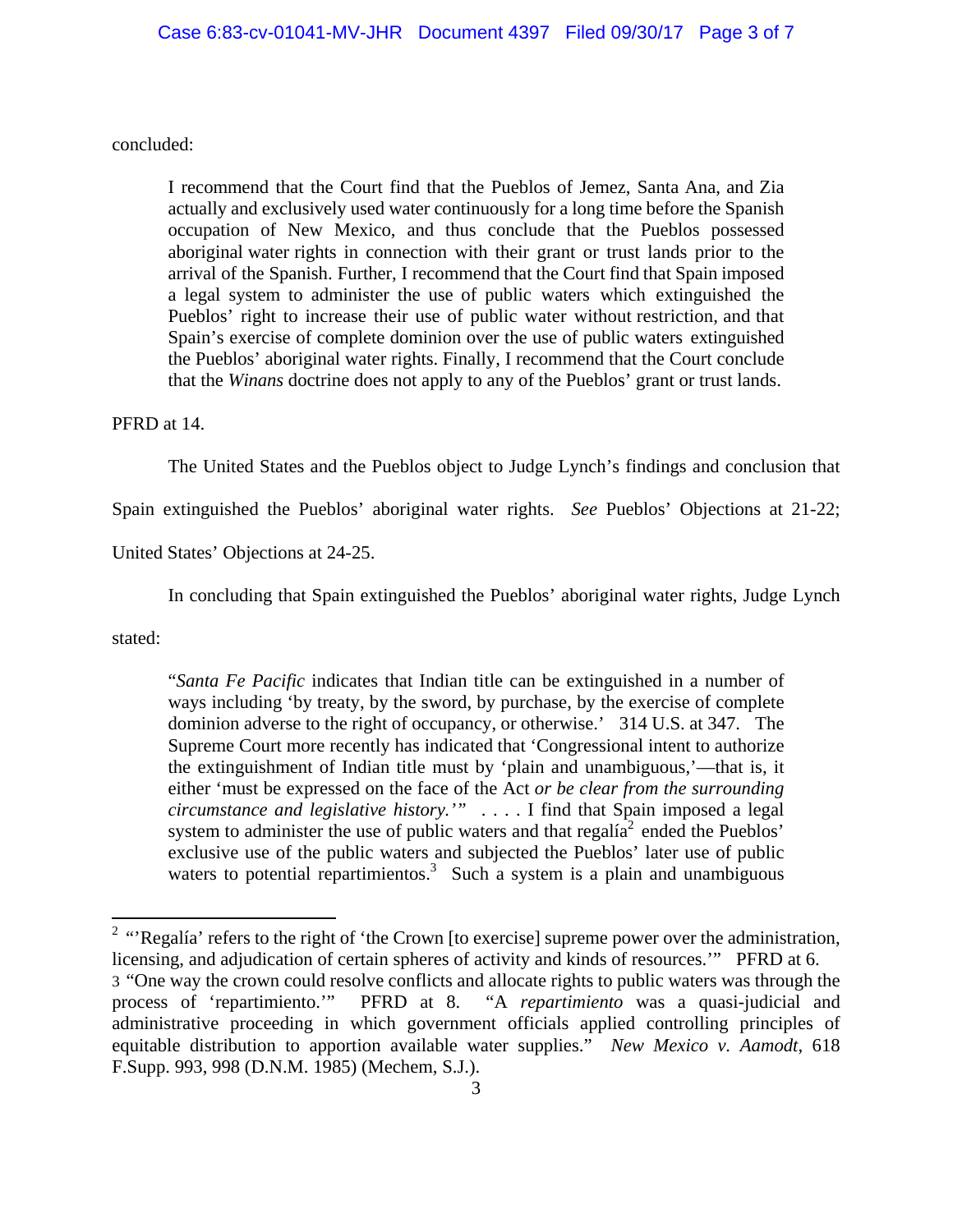concluded:

> I recommend that the Court find that the Pueblos of Jemez, Santa Ana, and Zia actually and exclusively used water continuously for a long time before the Spanish occupation of New Mexico, and thus conclude that the Pueblos possessed aboriginal water rights in connection with their grant or trust lands prior to the arrival of the Spanish. Further, I recommend that the Court find that Spain imposed a legal system to administer the use of public waters which extinguished the Pueblos' right to increase their use of public water without restriction, and that Spain's exercise of complete dominion over the use of public waters extinguished the Pueblos' aboriginal water rights. Finally, I recommend that the Court conclude that the *Winans* doctrine does not apply to any of the Pueblos' grant or trust lands.

PFRD at 14.

The United States and the Pueblos object to Judge Lynch's findings and conclusion that Spain extinguished the Pueblos' aboriginal water rights. *See* Pueblos' Objections at 21-22; United States' Objections at 24-25.

In concluding that Spain extinguished the Pueblos' aboriginal water rights, Judge Lynch stated:

> "*Santa Fe Pacific* indicates that Indian title can be extinguished in a number of ways including 'by treaty, by the sword, by purchase, by the exercise of complete dominion adverse to the right of occupancy, or otherwise.' 314 U.S. at 347. The Supreme Court more recently has indicated that 'Congressional intent to authorize the extinguishment of Indian title must by 'plain and unambiguous,'—that is, it either 'must be expressed on the face of the Act *or be clear from the surrounding circumstance and legislative history.*'" . . . . I find that Spain imposed a legal system to administer the use of public waters and that regalía[2] ended the Pueblos' exclusive use of the public waters and subjected the Pueblos' later use of public waters to potential repartimientos.[3] Such a system is a plain and unambiguous

---

[2] "'Regalía' refers to the right of 'the Crown [to exercise] supreme power over the administration, licensing, and adjudication of certain spheres of activity and kinds of resources.'" PFRD at 6.

[3] "One way the crown could resolve conflicts and allocate rights to public waters was through the process of 'repartimiento.'" PFRD at 8. "A *repartimiento* was a quasi-judicial and administrative proceeding in which government officials applied controlling principles of equitable distribution to apportion available water supplies." *New Mexico v. Aamodt*, 618 F.Supp. 993, 998 (D.N.M. 1985) (Mechem, S.J.).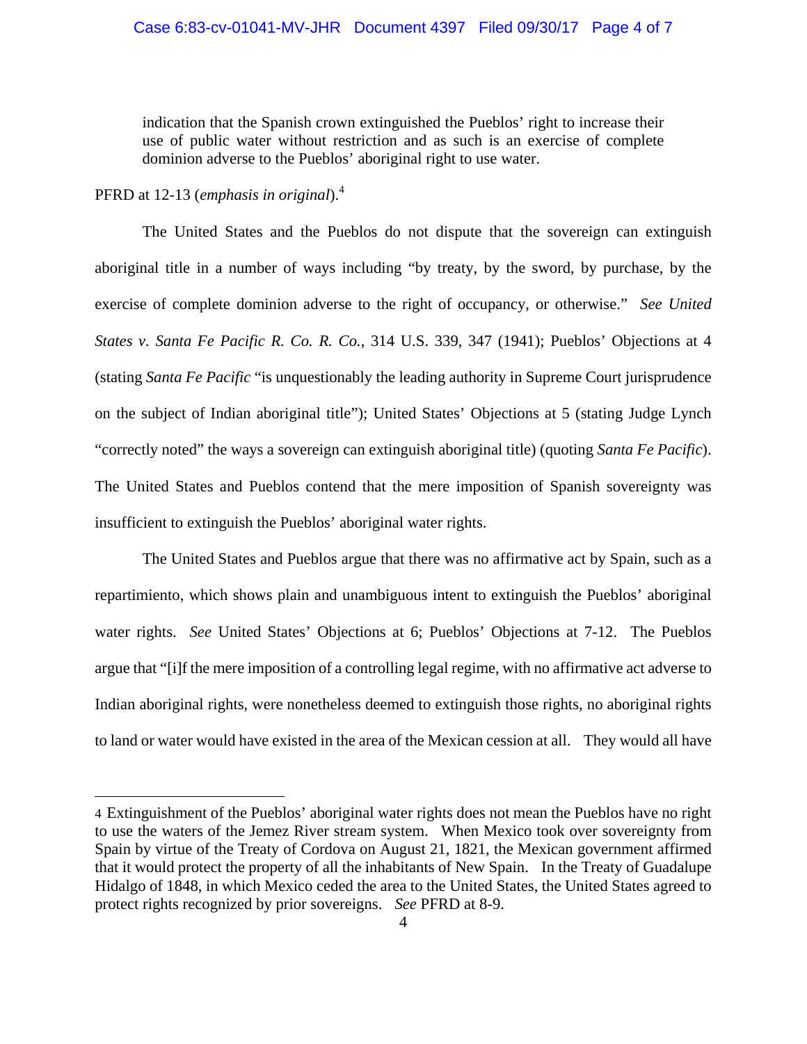> indication that the Spanish crown extinguished the Pueblos' right to increase their use of public water without restriction and as such is an exercise of complete dominion adverse to the Pueblos' aboriginal right to use water.

PFRD at 12-13 (*emphasis in original*).[4]

The United States and the Pueblos do not dispute that the sovereign can extinguish aboriginal title in a number of ways including "by treaty, by the sword, by purchase, by the exercise of complete dominion adverse to the right of occupancy, or otherwise." *See United States v. Santa Fe Pacific R. Co. R. Co.*, 314 U.S. 339, 347 (1941); Pueblos' Objections at 4 (stating *Santa Fe Pacific* "is unquestionably the leading authority in Supreme Court jurisprudence on the subject of Indian aboriginal title"); United States' Objections at 5 (stating Judge Lynch "correctly noted" the ways a sovereign can extinguish aboriginal title) (quoting *Santa Fe Pacific*). The United States and Pueblos contend that the mere imposition of Spanish sovereignty was insufficient to extinguish the Pueblos' aboriginal water rights.

The United States and Pueblos argue that there was no affirmative act by Spain, such as a repartimiento, which shows plain and unambiguous intent to extinguish the Pueblos' aboriginal water rights. *See* United States' Objections at 6; Pueblos' Objections at 7-12. The Pueblos argue that "[i]f the mere imposition of a controlling legal regime, with no affirmative act adverse to Indian aboriginal rights, were nonetheless deemed to extinguish those rights, no aboriginal rights to land or water would have existed in the area of the Mexican cession at all. They would all have

---

[4] Extinguishment of the Pueblos' aboriginal water rights does not mean the Pueblos have no right to use the waters of the Jemez River stream system. When Mexico took over sovereignty from Spain by virtue of the Treaty of Cordova on August 21, 1821, the Mexican government affirmed that it would protect the property of all the inhabitants of New Spain. In the Treaty of Guadalupe Hidalgo of 1848, in which Mexico ceded the area to the United States, the United States agreed to protect rights recognized by prior sovereigns. *See* PFRD at 8-9.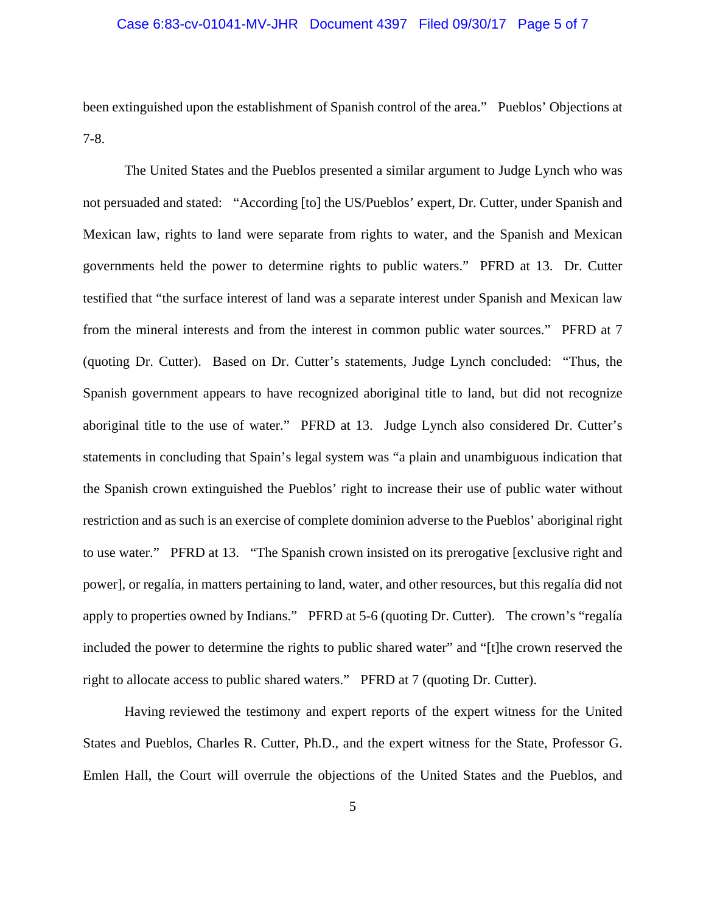been extinguished upon the establishment of Spanish control of the area." Pueblos' Objections at 7-8.

The United States and the Pueblos presented a similar argument to Judge Lynch who was not persuaded and stated: "According [to] the US/Pueblos' expert, Dr. Cutter, under Spanish and Mexican law, rights to land were separate from rights to water, and the Spanish and Mexican governments held the power to determine rights to public waters." PFRD at 13. Dr. Cutter testified that "the surface interest of land was a separate interest under Spanish and Mexican law from the mineral interests and from the interest in common public water sources." PFRD at 7 (quoting Dr. Cutter). Based on Dr. Cutter's statements, Judge Lynch concluded: "Thus, the Spanish government appears to have recognized aboriginal title to land, but did not recognize aboriginal title to the use of water." PFRD at 13. Judge Lynch also considered Dr. Cutter's statements in concluding that Spain's legal system was "a plain and unambiguous indication that the Spanish crown extinguished the Pueblos' right to increase their use of public water without restriction and as such is an exercise of complete dominion adverse to the Pueblos' aboriginal right to use water." PFRD at 13. "The Spanish crown insisted on its prerogative [exclusive right and power], or regalía, in matters pertaining to land, water, and other resources, but this regalía did not apply to properties owned by Indians." PFRD at 5-6 (quoting Dr. Cutter). The crown's "regalía included the power to determine the rights to public shared water" and "[t]he crown reserved the right to allocate access to public shared waters." PFRD at 7 (quoting Dr. Cutter).

Having reviewed the testimony and expert reports of the expert witness for the United States and Pueblos, Charles R. Cutter, Ph.D., and the expert witness for the State, Professor G. Emlen Hall, the Court will overrule the objections of the United States and the Pueblos, and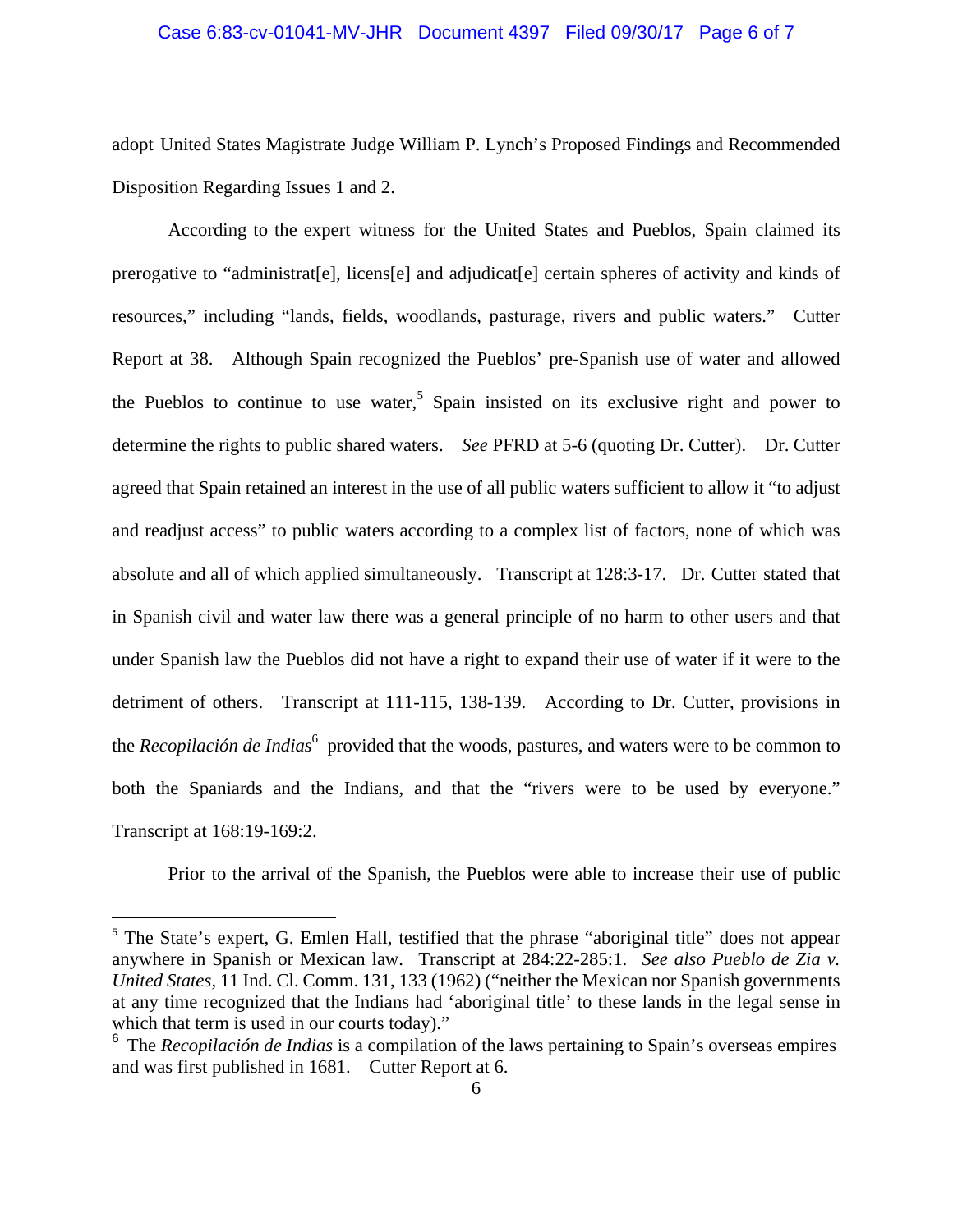adopt United States Magistrate Judge William P. Lynch's Proposed Findings and Recommended Disposition Regarding Issues 1 and 2.

According to the expert witness for the United States and Pueblos, Spain claimed its prerogative to "administrat[e], licens[e] and adjudicat[e] certain spheres of activity and kinds of resources," including "lands, fields, woodlands, pasturage, rivers and public waters." Cutter Report at 38. Although Spain recognized the Pueblos' pre-Spanish use of water and allowed the Pueblos to continue to use water,[5] Spain insisted on its exclusive right and power to determine the rights to public shared waters. *See* PFRD at 5-6 (quoting Dr. Cutter). Dr. Cutter agreed that Spain retained an interest in the use of all public waters sufficient to allow it "to adjust and readjust access" to public waters according to a complex list of factors, none of which was absolute and all of which applied simultaneously. Transcript at 128:3-17. Dr. Cutter stated that in Spanish civil and water law there was a general principle of no harm to other users and that under Spanish law the Pueblos did not have a right to expand their use of water if it were to the detriment of others. Transcript at 111-115, 138-139. According to Dr. Cutter, provisions in the *Recopilación de Indias*[6] provided that the woods, pastures, and waters were to be common to both the Spaniards and the Indians, and that the "rivers were to be used by everyone." Transcript at 168:19-169:2.

Prior to the arrival of the Spanish, the Pueblos were able to increase their use of public

---

[5] The State's expert, G. Emlen Hall, testified that the phrase "aboriginal title" does not appear anywhere in Spanish or Mexican law. Transcript at 284:22-285:1. *See also Pueblo de Zia v. United States*, 11 Ind. Cl. Comm. 131, 133 (1962) ("neither the Mexican nor Spanish governments at any time recognized that the Indians had 'aboriginal title' to these lands in the legal sense in which that term is used in our courts today)."

[6] The *Recopilación de Indias* is a compilation of the laws pertaining to Spain's overseas empires and was first published in 1681. Cutter Report at 6.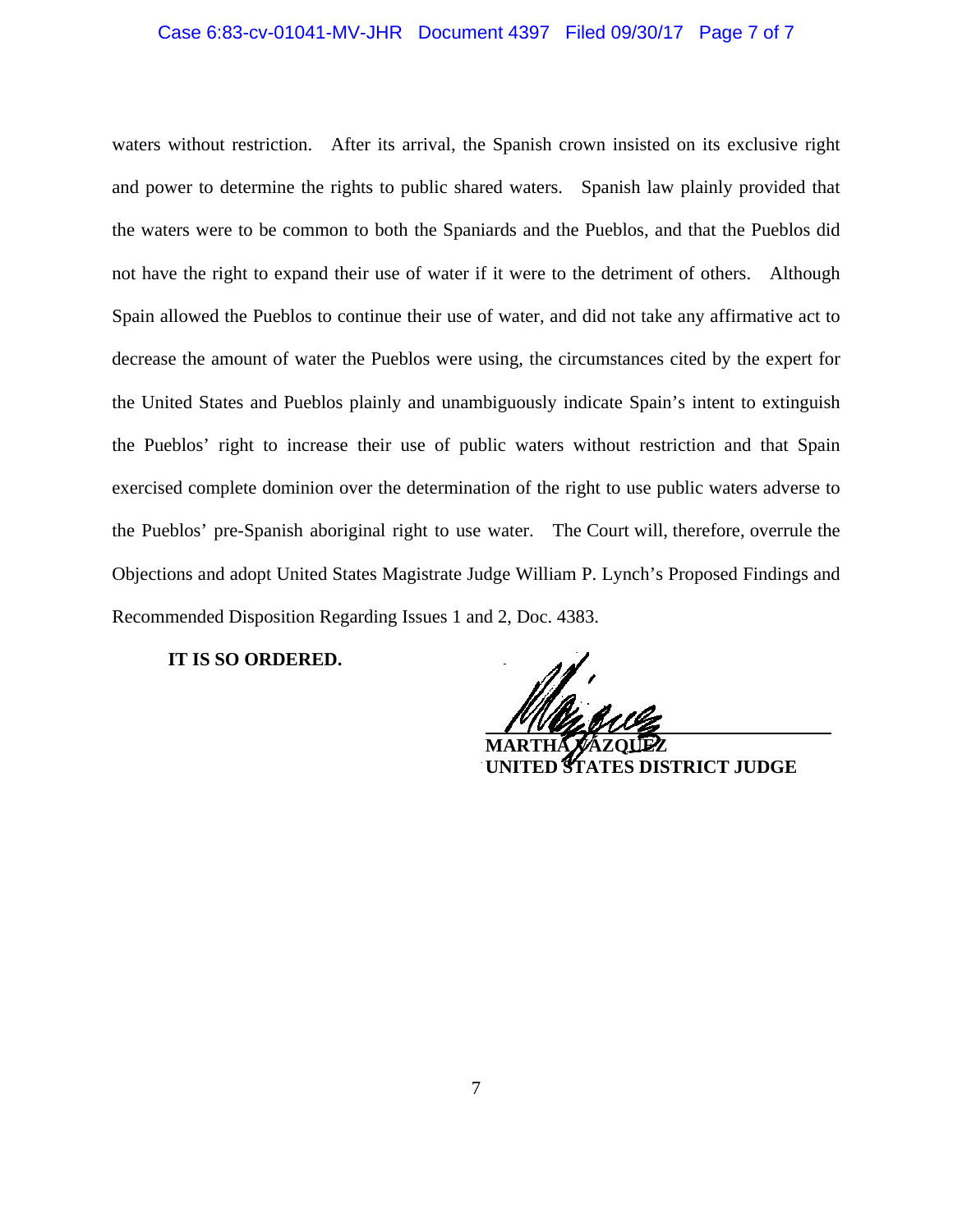waters without restriction. After its arrival, the Spanish crown insisted on its exclusive right and power to determine the rights to public shared waters. Spanish law plainly provided that the waters were to be common to both the Spaniards and the Pueblos, and that the Pueblos did not have the right to expand their use of water if it were to the detriment of others. Although Spain allowed the Pueblos to continue their use of water, and did not take any affirmative act to decrease the amount of water the Pueblos were using, the circumstances cited by the expert for the United States and Pueblos plainly and unambiguously indicate Spain's intent to extinguish the Pueblos' right to increase their use of public waters without restriction and that Spain exercised complete dominion over the determination of the right to use public waters adverse to the Pueblos' pre-Spanish aboriginal right to use water. The Court will, therefore, overrule the Objections and adopt United States Magistrate Judge William P. Lynch's Proposed Findings and Recommended Disposition Regarding Issues 1 and 2, Doc. 4383.

**IT IS SO ORDERED.**

**MARTHA VAZQUEZ**
**UNITED STATES DISTRICT JUDGE**